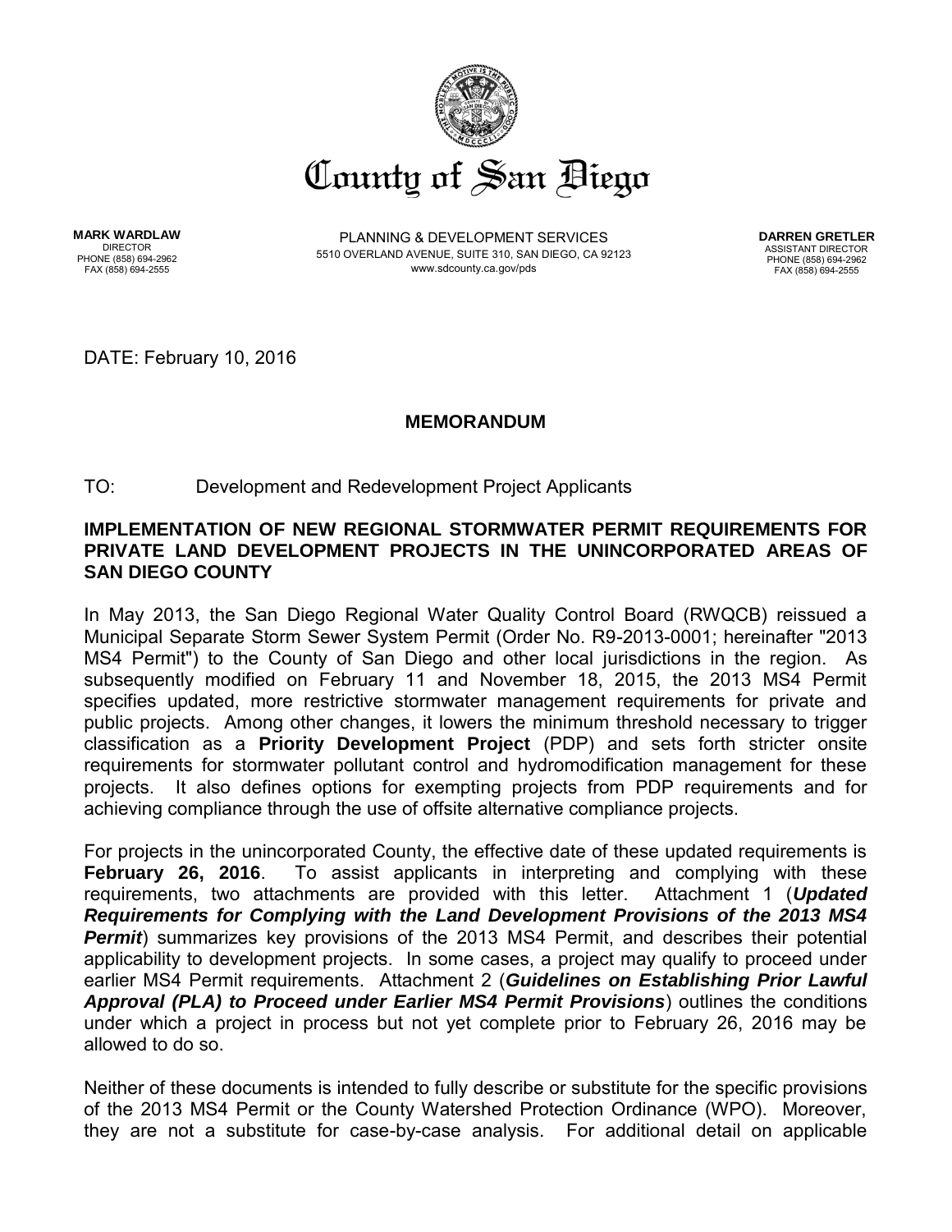# County of San Diego

**MARK WARDLAW**
DIRECTOR
PHONE (858) 694-2962
FAX (858) 694-2555

PLANNING & DEVELOPMENT SERVICES
5510 OVERLAND AVENUE, SUITE 310, SAN DIEGO, CA 92123
www.sdcounty.ca.gov/pds

**DARREN GRETLER**
ASSISTANT DIRECTOR
PHONE (858) 694-2962
FAX (858) 694-2555

DATE: February 10, 2016

**MEMORANDUM**

TO: Development and Redevelopment Project Applicants

**IMPLEMENTATION OF NEW REGIONAL STORMWATER PERMIT REQUIREMENTS FOR PRIVATE LAND DEVELOPMENT PROJECTS IN THE UNINCORPORATED AREAS OF SAN DIEGO COUNTY**

In May 2013, the San Diego Regional Water Quality Control Board (RWQCB) reissued a Municipal Separate Storm Sewer System Permit (Order No. R9-2013-0001; hereinafter "2013 MS4 Permit") to the County of San Diego and other local jurisdictions in the region. As subsequently modified on February 11 and November 18, 2015, the 2013 MS4 Permit specifies updated, more restrictive stormwater management requirements for private and public projects. Among other changes, it lowers the minimum threshold necessary to trigger classification as a **Priority Development Project** (PDP) and sets forth stricter onsite requirements for stormwater pollutant control and hydromodification management for these projects. It also defines options for exempting projects from PDP requirements and for achieving compliance through the use of offsite alternative compliance projects.

For projects in the unincorporated County, the effective date of these updated requirements is **February 26, 2016**. To assist applicants in interpreting and complying with these requirements, two attachments are provided with this letter. Attachment 1 (***Updated Requirements for Complying with the Land Development Provisions of the 2013 MS4 Permit***) summarizes key provisions of the 2013 MS4 Permit, and describes their potential applicability to development projects. In some cases, a project may qualify to proceed under earlier MS4 Permit requirements. Attachment 2 (***Guidelines on Establishing Prior Lawful Approval (PLA) to Proceed under Earlier MS4 Permit Provisions***) outlines the conditions under which a project in process but not yet complete prior to February 26, 2016 may be allowed to do so.

Neither of these documents is intended to fully describe or substitute for the specific provisions of the 2013 MS4 Permit or the County Watershed Protection Ordinance (WPO). Moreover, they are not a substitute for case-by-case analysis. For additional detail on applicable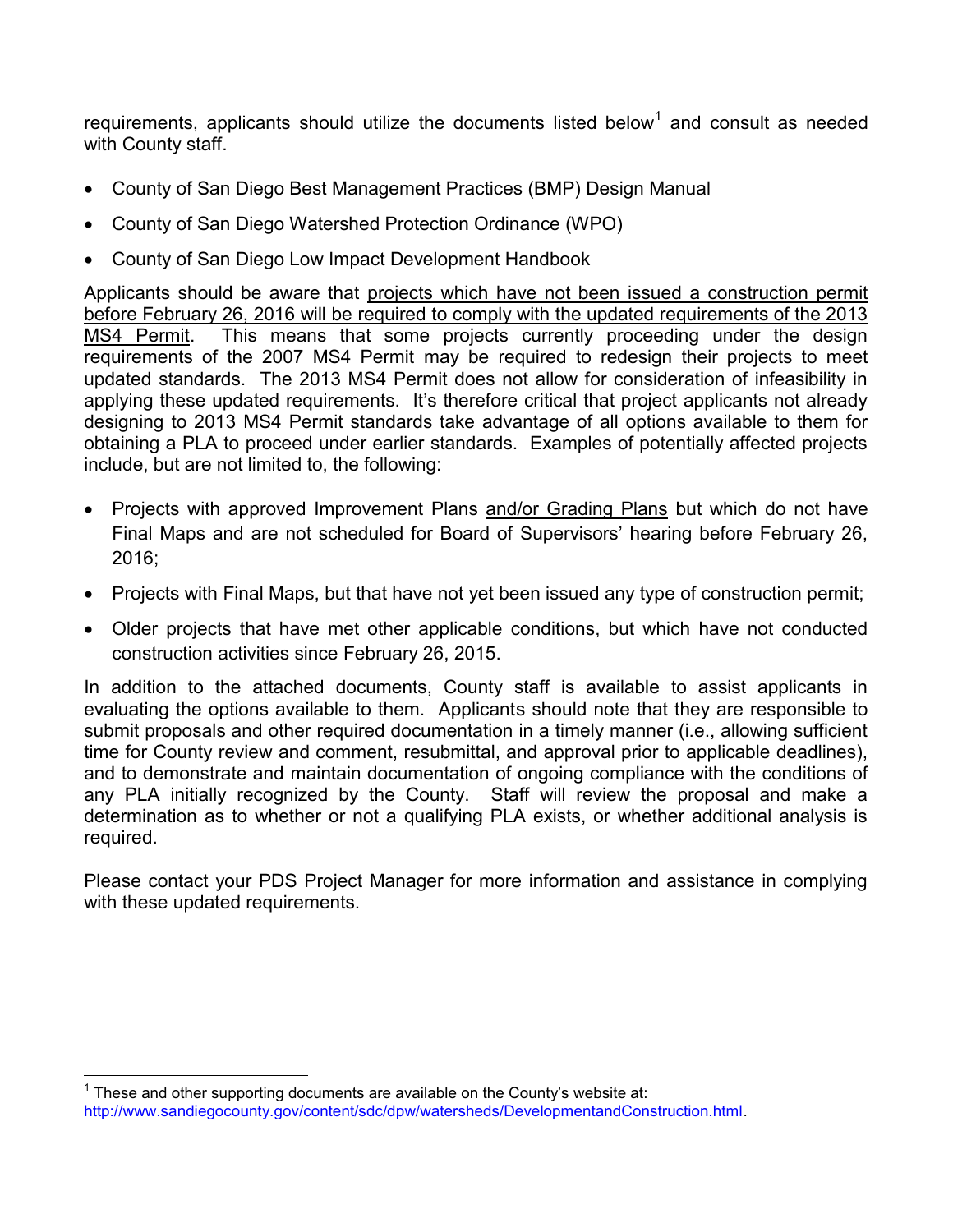requirements, applicants should utilize the documents listed below[1] and consult as needed with County staff.

- County of San Diego Best Management Practices (BMP) Design Manual
- County of San Diego Watershed Protection Ordinance (WPO)
- County of San Diego Low Impact Development Handbook

Applicants should be aware that <u>projects which have not been issued a construction permit before February 26, 2016 will be required to comply with the updated requirements of the 2013 MS4 Permit</u>. This means that some projects currently proceeding under the design requirements of the 2007 MS4 Permit may be required to redesign their projects to meet updated standards. The 2013 MS4 Permit does not allow for consideration of infeasibility in applying these updated requirements. It's therefore critical that project applicants not already designing to 2013 MS4 Permit standards take advantage of all options available to them for obtaining a PLA to proceed under earlier standards. Examples of potentially affected projects include, but are not limited to, the following:

- Projects with approved Improvement Plans <u>and/or Grading Plans</u> but which do not have Final Maps and are not scheduled for Board of Supervisors' hearing before February 26, 2016;
- Projects with Final Maps, but that have not yet been issued any type of construction permit;
- Older projects that have met other applicable conditions, but which have not conducted construction activities since February 26, 2015.

In addition to the attached documents, County staff is available to assist applicants in evaluating the options available to them. Applicants should note that they are responsible to submit proposals and other required documentation in a timely manner (i.e., allowing sufficient time for County review and comment, resubmittal, and approval prior to applicable deadlines), and to demonstrate and maintain documentation of ongoing compliance with the conditions of any PLA initially recognized by the County. Staff will review the proposal and make a determination as to whether or not a qualifying PLA exists, or whether additional analysis is required.

Please contact your PDS Project Manager for more information and assistance in complying with these updated requirements.

---

[1] These and other supporting documents are available on the County's website at: http://www.sandiegocounty.gov/content/sdc/dpw/watersheds/DevelopmentandConstruction.html.